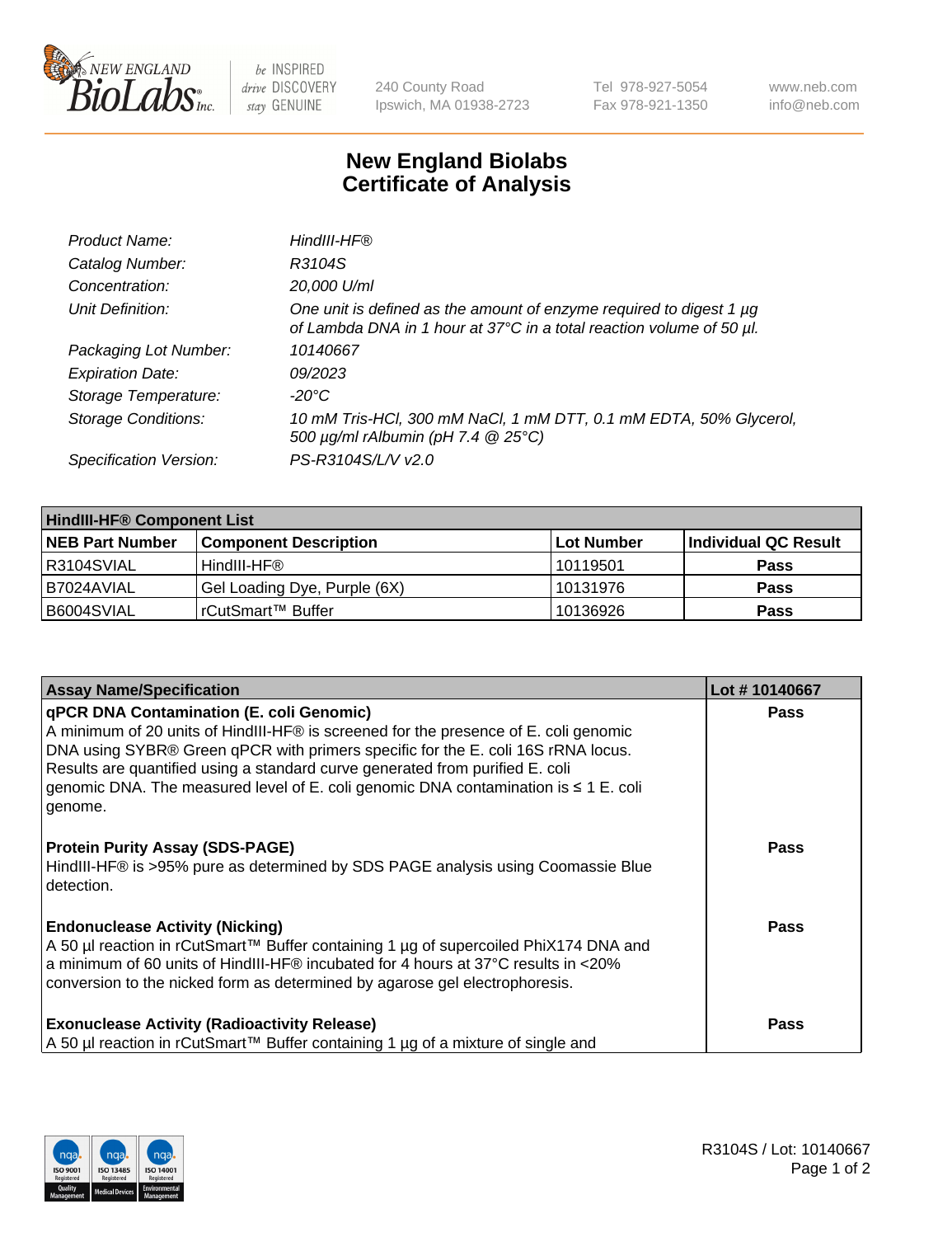New England BioLabs Inc. — be INSPIRED drive DISCOVERY stay GENUINE

240 County Road
Ipswich, MA 01938-2723

Tel 978-927-5054
Fax 978-921-1350

www.neb.com
info@neb.com

# New England Biolabs
# Certificate of Analysis

| | |
|---|---|
| *Product Name:* | *HindIII-HF®* |
| *Catalog Number:* | *R3104S* |
| *Concentration:* | *20,000 U/ml* |
| *Unit Definition:* | *One unit is defined as the amount of enzyme required to digest 1 µg of Lambda DNA in 1 hour at 37°C in a total reaction volume of 50 µl.* |
| *Packaging Lot Number:* | *10140667* |
| *Expiration Date:* | *09/2023* |
| *Storage Temperature:* | *-20°C* |
| *Storage Conditions:* | *10 mM Tris-HCl, 300 mM NaCl, 1 mM DTT, 0.1 mM EDTA, 50% Glycerol, 500 µg/ml rAlbumin (pH 7.4 @ 25°C)* |
| *Specification Version:* | *PS-R3104S/L/V v2.0* |

**HindIII-HF® Component List**

| NEB Part Number | Component Description | Lot Number | Individual QC Result |
|---|---|---|---|
| R3104SVIAL | HindIII-HF® | 10119501 | **Pass** |
| B7024AVIAL | Gel Loading Dye, Purple (6X) | 10131976 | **Pass** |
| B6004SVIAL | rCutSmart™ Buffer | 10136926 | **Pass** |

| Assay Name/Specification | Lot # 10140667 |
|---|---|
| **qPCR DNA Contamination (E. coli Genomic)** A minimum of 20 units of HindIII-HF® is screened for the presence of E. coli genomic DNA using SYBR® Green qPCR with primers specific for the E. coli 16S rRNA locus. Results are quantified using a standard curve generated from purified E. coli genomic DNA. The measured level of E. coli genomic DNA contamination is ≤ 1 E. coli genome. | **Pass** |
| **Protein Purity Assay (SDS-PAGE)** HindIII-HF® is >95% pure as determined by SDS PAGE analysis using Coomassie Blue detection. | **Pass** |
| **Endonuclease Activity (Nicking)** A 50 µl reaction in rCutSmart™ Buffer containing 1 µg of supercoiled PhiX174 DNA and a minimum of 60 units of HindIII-HF® incubated for 4 hours at 37°C results in <20% conversion to the nicked form as determined by agarose gel electrophoresis. | **Pass** |
| **Exonuclease Activity (Radioactivity Release)** A 50 µl reaction in rCutSmart™ Buffer containing 1 µg of a mixture of single and | **Pass** |

R3104S / Lot: 10140667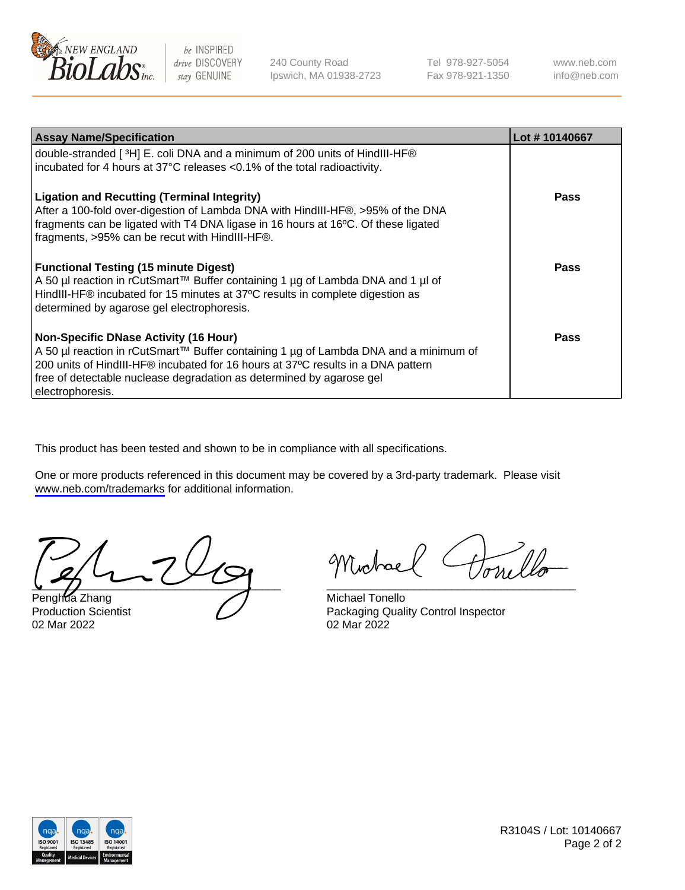| Assay Name/Specification | Lot # 10140667 |
|---|---|
| double-stranded [ $^3$H] E. coli DNA and a minimum of 200 units of HindIII-HF® incubated for 4 hours at 37°C releases <0.1% of the total radioactivity. | |
| **Ligation and Recutting (Terminal Integrity)**<br>After a 100-fold over-digestion of Lambda DNA with HindIII-HF®, >95% of the DNA fragments can be ligated with T4 DNA ligase in 16 hours at 16ºC. Of these ligated fragments, >95% can be recut with HindIII-HF®. | **Pass** |
| **Functional Testing (15 minute Digest)**<br>A 50 µl reaction in rCutSmart™ Buffer containing 1 µg of Lambda DNA and 1 µl of HindIII-HF® incubated for 15 minutes at 37ºC results in complete digestion as determined by agarose gel electrophoresis. | **Pass** |
| **Non-Specific DNase Activity (16 Hour)**<br>A 50 µl reaction in rCutSmart™ Buffer containing 1 µg of Lambda DNA and a minimum of 200 units of HindIII-HF® incubated for 16 hours at 37ºC results in a DNA pattern free of detectable nuclease degradation as determined by agarose gel electrophoresis. | **Pass** |

This product has been tested and shown to be in compliance with all specifications.

One or more products referenced in this document may be covered by a 3rd-party trademark. Please visit www.neb.com/trademarks for additional information.

Penghua Zhang
Production Scientist
02 Mar 2022

Michael Tonello
Packaging Quality Control Inspector
02 Mar 2022

R3104S / Lot: 10140667